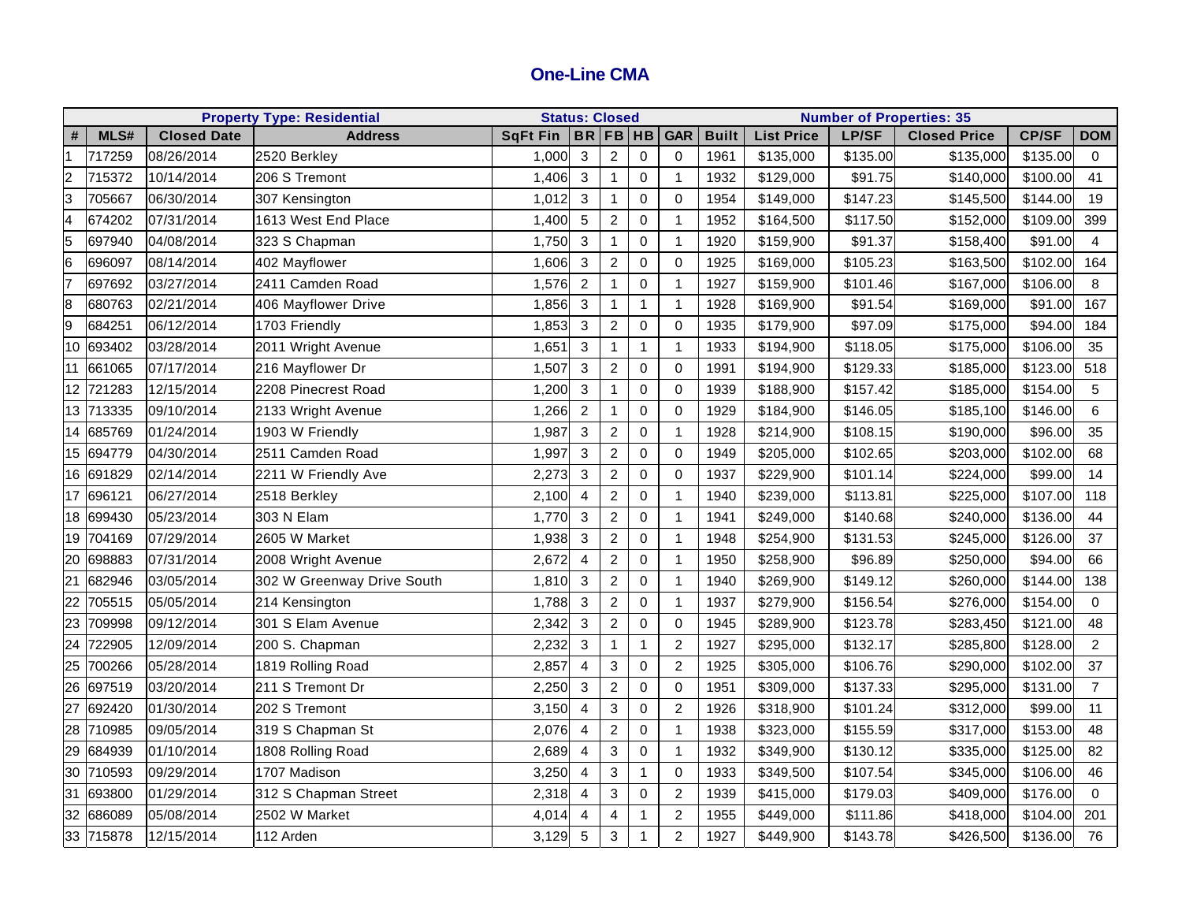# One-Line CMA

| Property Type: Residential | | | | Status: Closed | | | | | | Number of Properties: 35 | | | | | |
|---|---|---|---|---|---|---|---|---|---|---|---|---|---|---|---|
| # | MLS# | Closed Date | Address | SqFt Fin | BR | FB | HB | GAR | Built | List Price | LP/SF | Closed Price | CP/SF | DOM |
| 1 | 717259 | 08/26/2014 | 2520 Berkley | 1,000 | 3 | 2 | 0 | 0 | 1961 | $135,000 | $135.00 | $135,000 | $135.00 | 0 |
| 2 | 715372 | 10/14/2014 | 206 S Tremont | 1,406 | 3 | 1 | 0 | 1 | 1932 | $129,000 | $91.75 | $140,000 | $100.00 | 41 |
| 3 | 705667 | 06/30/2014 | 307 Kensington | 1,012 | 3 | 1 | 0 | 0 | 1954 | $149,000 | $147.23 | $145,500 | $144.00 | 19 |
| 4 | 674202 | 07/31/2014 | 1613 West End Place | 1,400 | 5 | 2 | 0 | 1 | 1952 | $164,500 | $117.50 | $152,000 | $109.00 | 399 |
| 5 | 697940 | 04/08/2014 | 323 S Chapman | 1,750 | 3 | 1 | 0 | 1 | 1920 | $159,900 | $91.37 | $158,400 | $91.00 | 4 |
| 6 | 696097 | 08/14/2014 | 402 Mayflower | 1,606 | 3 | 2 | 0 | 0 | 1925 | $169,000 | $105.23 | $163,500 | $102.00 | 164 |
| 7 | 697692 | 03/27/2014 | 2411 Camden Road | 1,576 | 2 | 1 | 0 | 1 | 1927 | $159,900 | $101.46 | $167,000 | $106.00 | 8 |
| 8 | 680763 | 02/21/2014 | 406 Mayflower Drive | 1,856 | 3 | 1 | 1 | 1 | 1928 | $169,900 | $91.54 | $169,000 | $91.00 | 167 |
| 9 | 684251 | 06/12/2014 | 1703 Friendly | 1,853 | 3 | 2 | 0 | 0 | 1935 | $179,900 | $97.09 | $175,000 | $94.00 | 184 |
| 10 | 693402 | 03/28/2014 | 2011 Wright Avenue | 1,651 | 3 | 1 | 1 | 1 | 1933 | $194,900 | $118.05 | $175,000 | $106.00 | 35 |
| 11 | 661065 | 07/17/2014 | 216 Mayflower Dr | 1,507 | 3 | 2 | 0 | 0 | 1991 | $194,900 | $129.33 | $185,000 | $123.00 | 518 |
| 12 | 721283 | 12/15/2014 | 2208 Pinecrest Road | 1,200 | 3 | 1 | 0 | 0 | 1939 | $188,900 | $157.42 | $185,000 | $154.00 | 5 |
| 13 | 713335 | 09/10/2014 | 2133 Wright Avenue | 1,266 | 2 | 1 | 0 | 0 | 1929 | $184,900 | $146.05 | $185,100 | $146.00 | 6 |
| 14 | 685769 | 01/24/2014 | 1903 W Friendly | 1,987 | 3 | 2 | 0 | 1 | 1928 | $214,900 | $108.15 | $190,000 | $96.00 | 35 |
| 15 | 694779 | 04/30/2014 | 2511 Camden Road | 1,997 | 3 | 2 | 0 | 0 | 1949 | $205,000 | $102.65 | $203,000 | $102.00 | 68 |
| 16 | 691829 | 02/14/2014 | 2211 W Friendly Ave | 2,273 | 3 | 2 | 0 | 0 | 1937 | $229,900 | $101.14 | $224,000 | $99.00 | 14 |
| 17 | 696121 | 06/27/2014 | 2518 Berkley | 2,100 | 4 | 2 | 0 | 1 | 1940 | $239,000 | $113.81 | $225,000 | $107.00 | 118 |
| 18 | 699430 | 05/23/2014 | 303 N Elam | 1,770 | 3 | 2 | 0 | 1 | 1941 | $249,000 | $140.68 | $240,000 | $136.00 | 44 |
| 19 | 704169 | 07/29/2014 | 2605 W Market | 1,938 | 3 | 2 | 0 | 1 | 1948 | $254,900 | $131.53 | $245,000 | $126.00 | 37 |
| 20 | 698883 | 07/31/2014 | 2008 Wright Avenue | 2,672 | 4 | 2 | 0 | 1 | 1950 | $258,900 | $96.89 | $250,000 | $94.00 | 66 |
| 21 | 682946 | 03/05/2014 | 302 W Greenway Drive South | 1,810 | 3 | 2 | 0 | 1 | 1940 | $269,900 | $149.12 | $260,000 | $144.00 | 138 |
| 22 | 705515 | 05/05/2014 | 214 Kensington | 1,788 | 3 | 2 | 0 | 1 | 1937 | $279,900 | $156.54 | $276,000 | $154.00 | 0 |
| 23 | 709998 | 09/12/2014 | 301 S Elam Avenue | 2,342 | 3 | 2 | 0 | 0 | 1945 | $289,900 | $123.78 | $283,450 | $121.00 | 48 |
| 24 | 722905 | 12/09/2014 | 200 S. Chapman | 2,232 | 3 | 1 | 1 | 2 | 1927 | $295,000 | $132.17 | $285,800 | $128.00 | 2 |
| 25 | 700266 | 05/28/2014 | 1819 Rolling Road | 2,857 | 4 | 3 | 0 | 2 | 1925 | $305,000 | $106.76 | $290,000 | $102.00 | 37 |
| 26 | 697519 | 03/20/2014 | 211 S Tremont Dr | 2,250 | 3 | 2 | 0 | 0 | 1951 | $309,000 | $137.33 | $295,000 | $131.00 | 7 |
| 27 | 692420 | 01/30/2014 | 202 S Tremont | 3,150 | 4 | 3 | 0 | 2 | 1926 | $318,900 | $101.24 | $312,000 | $99.00 | 11 |
| 28 | 710985 | 09/05/2014 | 319 S Chapman St | 2,076 | 4 | 2 | 0 | 1 | 1938 | $323,000 | $155.59 | $317,000 | $153.00 | 48 |
| 29 | 684939 | 01/10/2014 | 1808 Rolling Road | 2,689 | 4 | 3 | 0 | 1 | 1932 | $349,900 | $130.12 | $335,000 | $125.00 | 82 |
| 30 | 710593 | 09/29/2014 | 1707 Madison | 3,250 | 4 | 3 | 1 | 0 | 1933 | $349,500 | $107.54 | $345,000 | $106.00 | 46 |
| 31 | 693800 | 01/29/2014 | 312 S Chapman Street | 2,318 | 4 | 3 | 0 | 2 | 1939 | $415,000 | $179.03 | $409,000 | $176.00 | 0 |
| 32 | 686089 | 05/08/2014 | 2502 W Market | 4,014 | 4 | 4 | 1 | 2 | 1955 | $449,000 | $111.86 | $418,000 | $104.00 | 201 |
| 33 | 715878 | 12/15/2014 | 112 Arden | 3,129 | 5 | 3 | 1 | 2 | 1927 | $449,900 | $143.78 | $426,500 | $136.00 | 76 |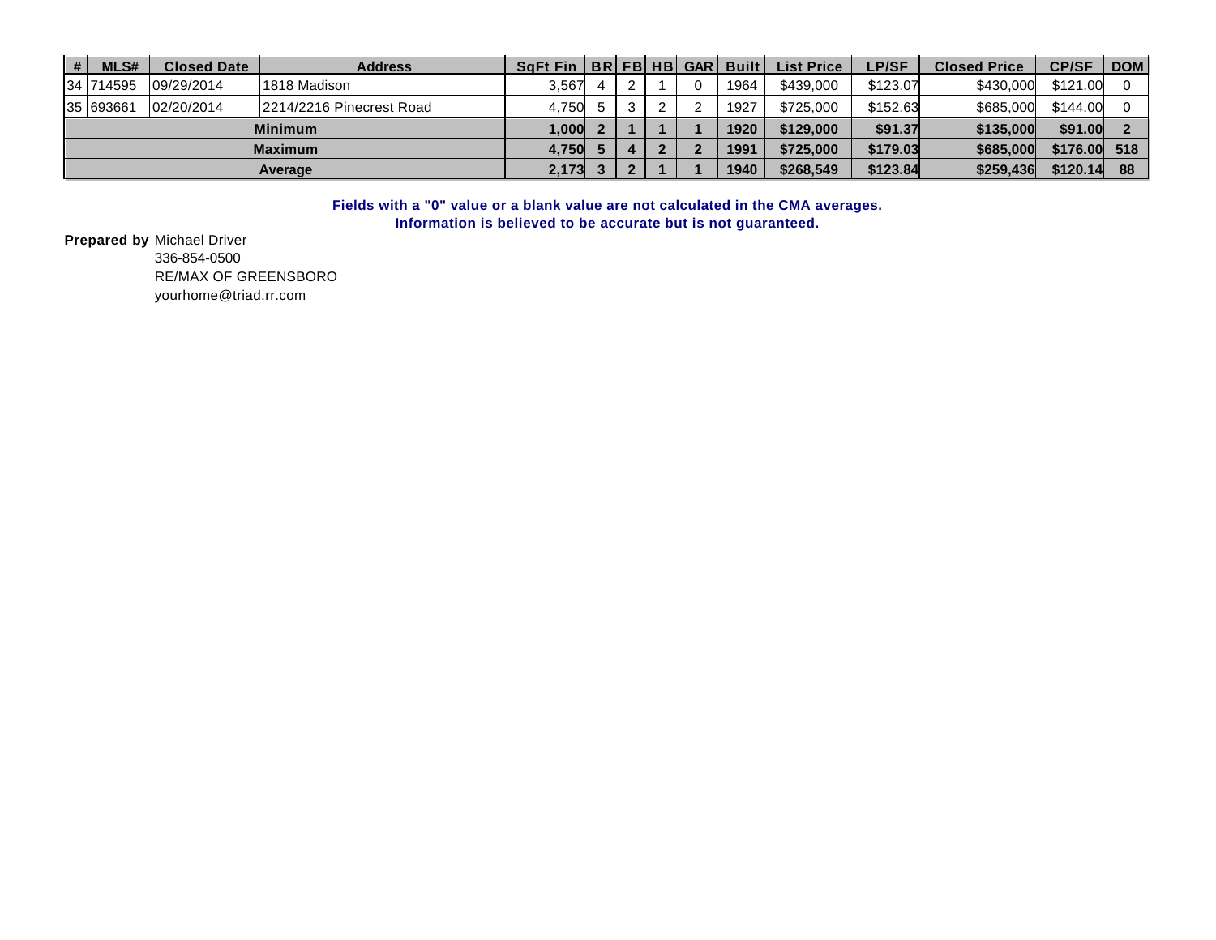| # | MLS# | Closed Date | Address | SqFt Fin | BR | FB | HB | GAR | Built | List Price | LP/SF | Closed Price | CP/SF | DOM |
|---|---|---|---|---|---|---|---|---|---|---|---|---|---|---|
| 34 | 714595 | 09/29/2014 | 1818 Madison | 3,567 | 4 | 2 | 1 | 0 | 1964 | $439,000 | $123.07 | $430,000 | $121.00 | 0 |
| 35 | 693661 | 02/20/2014 | 2214/2216 Pinecrest Road | 4,750 | 5 | 3 | 2 | 2 | 1927 | $725,000 | $152.63 | $685,000 | $144.00 | 0 |
| **Minimum** | | | | **1,000** | **2** | **1** | **1** | **1** | **1920** | **$129,000** | **$91.37** | **$135,000** | **$91.00** | **2** |
| **Maximum** | | | | **4,750** | **5** | **4** | **2** | **2** | **1991** | **$725,000** | **$179.03** | **$685,000** | **$176.00** | **518** |
| **Average** | | | | **2,173** | **3** | **2** | **1** | **1** | **1940** | **$268,549** | **$123.84** | **$259,436** | **$120.14** | **88** |

**Fields with a "0" value or a blank value are not calculated in the CMA averages.**
**Information is believed to be accurate but is not guaranteed.**

**Prepared by** Michael Driver
336-854-0500
RE/MAX OF GREENSBORO
yourhome@triad.rr.com